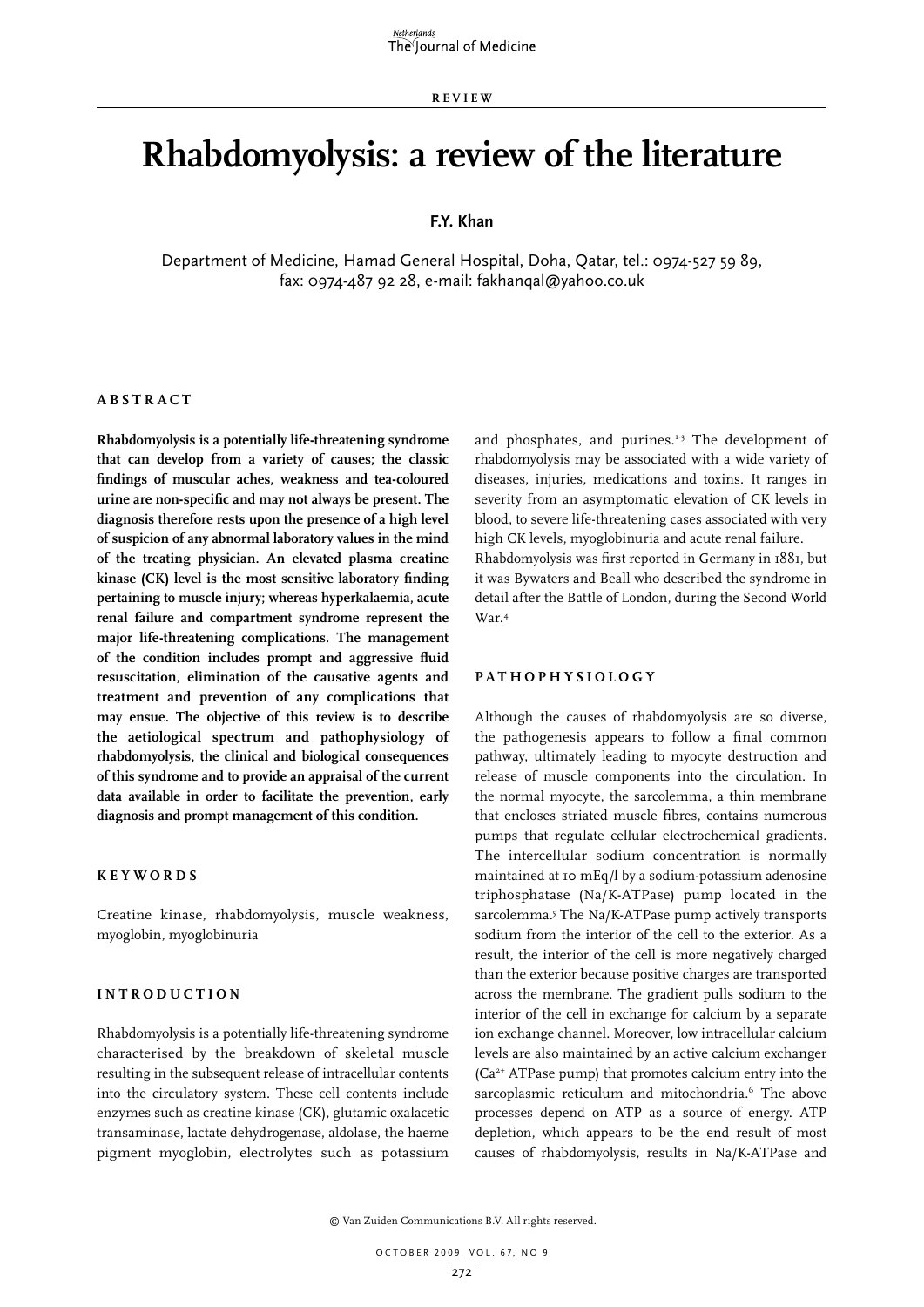REVIEW

# Rhabdomyolysis: a review of the literature

**F.Y. Khan**

Department of Medicine, Hamad General Hospital, Doha, Qatar, tel.: 0974-527 59 89, fax: 0974-487 92 28, e-mail: fakhanqal@yahoo.co.uk

## ABSTRACT

**Rhabdomyolysis is a potentially life-threatening syndrome that can develop from a variety of causes; the classic findings of muscular aches, weakness and tea-coloured urine are non-specific and may not always be present. The diagnosis therefore rests upon the presence of a high level of suspicion of any abnormal laboratory values in the mind of the treating physician. An elevated plasma creatine kinase (CK) level is the most sensitive laboratory finding pertaining to muscle injury; whereas hyperkalaemia, acute renal failure and compartment syndrome represent the major life-threatening complications. The management of the condition includes prompt and aggressive fluid resuscitation, elimination of the causative agents and treatment and prevention of any complications that may ensue. The objective of this review is to describe the aetiological spectrum and pathophysiology of rhabdomyolysis, the clinical and biological consequences of this syndrome and to provide an appraisal of the current data available in order to facilitate the prevention, early diagnosis and prompt management of this condition.**

## KEYWORDS

Creatine kinase, rhabdomyolysis, muscle weakness, myoglobin, myoglobinuria

## INTRODUCTION

Rhabdomyolysis is a potentially life-threatening syndrome characterised by the breakdown of skeletal muscle resulting in the subsequent release of intracellular contents into the circulatory system. These cell contents include enzymes such as creatine kinase (CK), glutamic oxalacetic transaminase, lactate dehydrogenase, aldolase, the haeme pigment myoglobin, electrolytes such as potassium and phosphates, and purines.[1-3] The development of rhabdomyolysis may be associated with a wide variety of diseases, injuries, medications and toxins. It ranges in severity from an asymptomatic elevation of CK levels in blood, to severe life-threatening cases associated with very high CK levels, myoglobinuria and acute renal failure. Rhabdomyolysis was first reported in Germany in 1881, but it was Bywaters and Beall who described the syndrome in detail after the Battle of London, during the Second World War.[4]

## PATHOPHYSIOLOGY

Although the causes of rhabdomyolysis are so diverse, the pathogenesis appears to follow a final common pathway, ultimately leading to myocyte destruction and release of muscle components into the circulation. In the normal myocyte, the sarcolemma, a thin membrane that encloses striated muscle fibres, contains numerous pumps that regulate cellular electrochemical gradients. The intercellular sodium concentration is normally maintained at 10 mEq/l by a sodium-potassium adenosine triphosphatase (Na/K-ATPase) pump located in the sarcolemma.[5] The Na/K-ATPase pump actively transports sodium from the interior of the cell to the exterior. As a result, the interior of the cell is more negatively charged than the exterior because positive charges are transported across the membrane. The gradient pulls sodium to the interior of the cell in exchange for calcium by a separate ion exchange channel. Moreover, low intracellular calcium levels are also maintained by an active calcium exchanger ($Ca^{2+}$ ATPase pump) that promotes calcium entry into the sarcoplasmic reticulum and mitochondria.[6] The above processes depend on ATP as a source of energy. ATP depletion, which appears to be the end result of most causes of rhabdomyolysis, results in Na/K-ATPase and

© Van Zuiden Communications B.V. All rights reserved.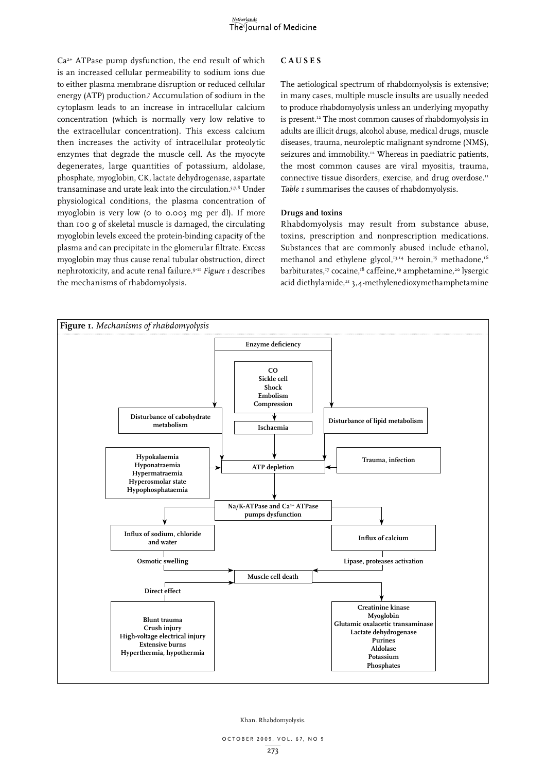$Ca^{2+}$ ATPase pump dysfunction, the end result of which is an increased cellular permeability to sodium ions due to either plasma membrane disruption or reduced cellular energy (ATP) production.[7] Accumulation of sodium in the cytoplasm leads to an increase in intracellular calcium concentration (which is normally very low relative to the extracellular concentration). This excess calcium then increases the activity of intracellular proteolytic enzymes that degrade the muscle cell. As the myocyte degenerates, large quantities of potassium, aldolase, phosphate, myoglobin, CK, lactate dehydrogenase, aspartate transaminase and urate leak into the circulation.[5,7,8] Under physiological conditions, the plasma concentration of myoglobin is very low (0 to 0.003 mg per dl). If more than 100 g of skeletal muscle is damaged, the circulating myoglobin levels exceed the protein-binding capacity of the plasma and can precipitate in the glomerular filtrate. Excess myoglobin may thus cause renal tubular obstruction, direct nephrotoxicity, and acute renal failure.[9-11] *Figure 1* describes the mechanisms of rhabdomyolysis.

## CAUSES

The aetiological spectrum of rhabdomyolysis is extensive; in many cases, multiple muscle insults are usually needed to produce rhabdomyolysis unless an underlying myopathy is present.[12] The most common causes of rhabdomyolysis in adults are illicit drugs, alcohol abuse, medical drugs, muscle diseases, trauma, neuroleptic malignant syndrome (NMS), seizures and immobility.[12] Whereas in paediatric patients, the most common causes are viral myositis, trauma, connective tissue disorders, exercise, and drug overdose.[11] *Table 1* summarises the causes of rhabdomyolysis.

### Drugs and toxins

Rhabdomyolysis may result from substance abuse, toxins, prescription and nonprescription medications. Substances that are commonly abused include ethanol, methanol and ethylene glycol,[13,14] heroin,[15] methadone,[16] barbiturates,[17] cocaine,[18] caffeine,[19] amphetamine,[20] lysergic acid diethylamide,[21] 3,4-methylenedioxymethamphetamine

**Figure 1.** *Mechanisms of rhabdomyolysis*

- **Enzyme deficiency** → Disturbance of cabohydrate metabolism; Disturbance of lipid metabolism
- **CO, Sickle cell, Shock, Embolism, Compression** → Ischaemia
- Disturbance of cabohydrate metabolism, Ischaemia, Disturbance of lipid metabolism, **Hypokalaemia, Hyponatraemia, Hypermatraemia, Hyperosmolar state, Hypophosphataemia**, **Trauma, infection** → ATP depletion
- ATP depletion → Na/K-ATPase and $Ca^{2+}$ ATPase pumps dysfunction
- Na/K-ATPase and $Ca^{2+}$ ATPase pumps dysfunction → Influx of sodium, chloride and water (Osmotic swelling); Influx of calcium (Lipase, proteases activation)
- Osmotic swelling; Lipase, proteases activation; Direct effect (**Blunt trauma, Crush injury, High-voltage electrical injury, Extensive burns, Hyperthermia, hypothermia**) → Muscle cell death
- Muscle cell death → **Creatinine kinase, Myoglobin, Glutamic oxalacetic transaminase, Lactate dehydrogenase, Purines, Aldolase, Potassium, Phosphates**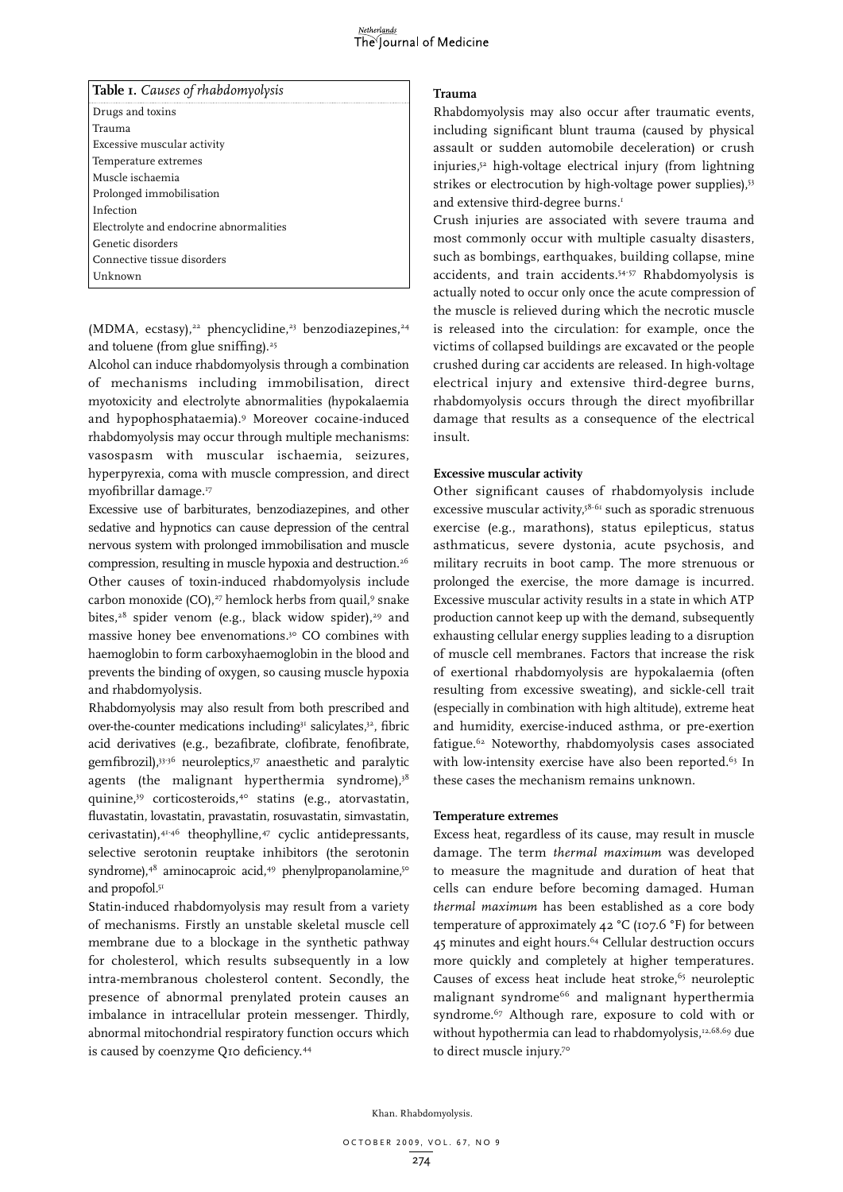**Table 1.** *Causes of rhabdomyolysis*

| Causes of rhabdomyolysis |
|---|
| Drugs and toxins |
| Trauma |
| Excessive muscular activity |
| Temperature extremes |
| Muscle ischaemia |
| Prolonged immobilisation |
| Infection |
| Electrolyte and endocrine abnormalities |
| Genetic disorders |
| Connective tissue disorders |
| Unknown |

(MDMA, ecstasy),[22] phencyclidine,[23] benzodiazepines,[24] and toluene (from glue sniffing).[25]

Alcohol can induce rhabdomyolysis through a combination of mechanisms including immobilisation, direct myotoxicity and electrolyte abnormalities (hypokalaemia and hypophosphataemia).[9] Moreover cocaine-induced rhabdomyolysis may occur through multiple mechanisms: vasospasm with muscular ischaemia, seizures, hyperpyrexia, coma with muscle compression, and direct myofibrillar damage.[17]

Excessive use of barbiturates, benzodiazepines, and other sedative and hypnotics can cause depression of the central nervous system with prolonged immobilisation and muscle compression, resulting in muscle hypoxia and destruction.[26]

Other causes of toxin-induced rhabdomyolysis include carbon monoxide (CO),[27] hemlock herbs from quail,[9] snake bites,[28] spider venom (e.g., black widow spider),[29] and massive honey bee envenomations.[30] CO combines with haemoglobin to form carboxyhaemoglobin in the blood and prevents the binding of oxygen, so causing muscle hypoxia and rhabdomyolysis.

Rhabdomyolysis may also result from both prescribed and over-the-counter medications including[31] salicylates,[32], fibric acid derivatives (e.g., bezafibrate, clofibrate, fenofibrate, gemfibrozil),[33-36] neuroleptics,[37] anaesthetic and paralytic agents (the malignant hyperthermia syndrome),[38] quinine,[39] corticosteroids,[40] statins (e.g., atorvastatin, fluvastatin, lovastatin, pravastatin, rosuvastatin, simvastatin, cerivastatin),[41-46] theophylline,[47] cyclic antidepressants, selective serotonin reuptake inhibitors (the serotonin syndrome),[48] aminocaproic acid,[49] phenylpropanolamine,[50] and propofol.[51]

Statin-induced rhabdomyolysis may result from a variety of mechanisms. Firstly an unstable skeletal muscle cell membrane due to a blockage in the synthetic pathway for cholesterol, which results subsequently in a low intra-membranous cholesterol content. Secondly, the presence of abnormal prenylated protein causes an imbalance in intracellular protein messenger. Thirdly, abnormal mitochondrial respiratory function occurs which is caused by coenzyme Q10 deficiency.[44]

**Trauma**

Rhabdomyolysis may also occur after traumatic events, including significant blunt trauma (caused by physical assault or sudden automobile deceleration) or crush injuries,[52] high-voltage electrical injury (from lightning strikes or electrocution by high-voltage power supplies),[53] and extensive third-degree burns.[1]

Crush injuries are associated with severe trauma and most commonly occur with multiple casualty disasters, such as bombings, earthquakes, building collapse, mine accidents, and train accidents.[54-57] Rhabdomyolysis is actually noted to occur only once the acute compression of the muscle is relieved during which the necrotic muscle is released into the circulation: for example, once the victims of collapsed buildings are excavated or the people crushed during car accidents are released. In high-voltage electrical injury and extensive third-degree burns, rhabdomyolysis occurs through the direct myofibrillar damage that results as a consequence of the electrical insult.

**Excessive muscular activity**

Other significant causes of rhabdomyolysis include excessive muscular activity,[58-61] such as sporadic strenuous exercise (e.g., marathons), status epilepticus, status asthmaticus, severe dystonia, acute psychosis, and military recruits in boot camp. The more strenuous or prolonged the exercise, the more damage is incurred. Excessive muscular activity results in a state in which ATP production cannot keep up with the demand, subsequently exhausting cellular energy supplies leading to a disruption of muscle cell membranes. Factors that increase the risk of exertional rhabdomyolysis are hypokalaemia (often resulting from excessive sweating), and sickle-cell trait (especially in combination with high altitude), extreme heat and humidity, exercise-induced asthma, or pre-exertion fatigue.[62] Noteworthy, rhabdomyolysis cases associated with low-intensity exercise have also been reported.[63] In these cases the mechanism remains unknown.

**Temperature extremes**

Excess heat, regardless of its cause, may result in muscle damage. The term *thermal maximum* was developed to measure the magnitude and duration of heat that cells can endure before becoming damaged. Human *thermal maximum* has been established as a core body temperature of approximately 42 °C (107.6 °F) for between 45 minutes and eight hours.[64] Cellular destruction occurs more quickly and completely at higher temperatures. Causes of excess heat include heat stroke,[65] neuroleptic malignant syndrome[66] and malignant hyperthermia syndrome.[67] Although rare, exposure to cold with or without hypothermia can lead to rhabdomyolysis,[12,68,69] due to direct muscle injury.[70]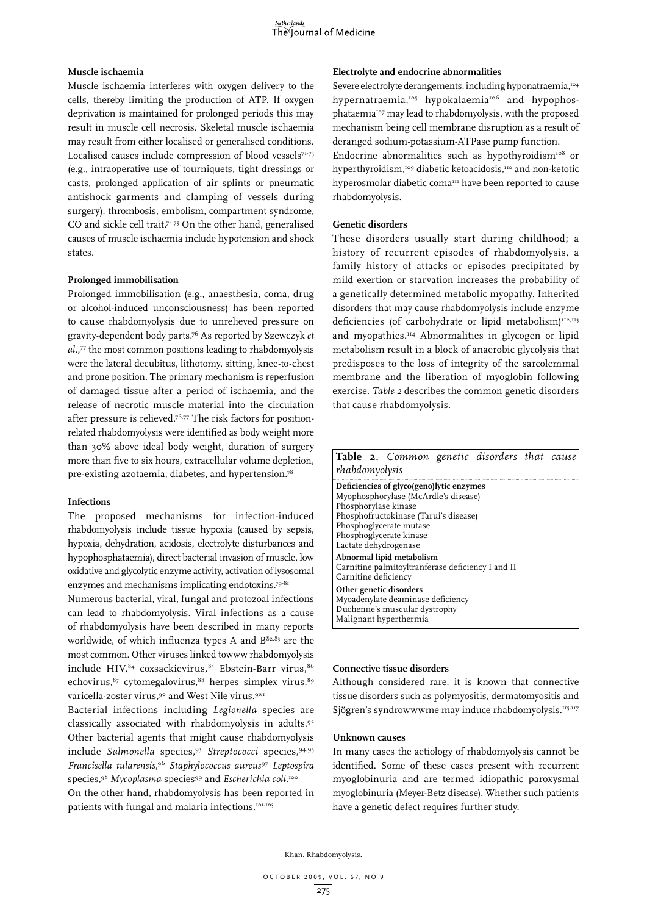#### Muscle ischaemia

Muscle ischaemia interferes with oxygen delivery to the cells, thereby limiting the production of ATP. If oxygen deprivation is maintained for prolonged periods this may result in muscle cell necrosis. Skeletal muscle ischaemia may result from either localised or generalised conditions. Localised causes include compression of blood vessels[71-73] (e.g., intraoperative use of tourniquets, tight dressings or casts, prolonged application of air splints or pneumatic antishock garments and clamping of vessels during surgery), thrombosis, embolism, compartment syndrome, CO and sickle cell trait.[74,75] On the other hand, generalised causes of muscle ischaemia include hypotension and shock states.

#### Prolonged immobilisation

Prolonged immobilisation (e.g., anaesthesia, coma, drug or alcohol-induced unconsciousness) has been reported to cause rhabdomyolysis due to unrelieved pressure on gravity-dependent body parts.[76] As reported by Szewczyk *et al.*,[77] the most common positions leading to rhabdomyolysis were the lateral decubitus, lithotomy, sitting, knee-to-chest and prone position. The primary mechanism is reperfusion of damaged tissue after a period of ischaemia, and the release of necrotic muscle material into the circulation after pressure is relieved.[76,77] The risk factors for position-related rhabdomyolysis were identified as body weight more than 30% above ideal body weight, duration of surgery more than five to six hours, extracellular volume depletion, pre-existing azotaemia, diabetes, and hypertension.[78]

#### Infections

The proposed mechanisms for infection-induced rhabdomyolysis include tissue hypoxia (caused by sepsis, hypoxia, dehydration, acidosis, electrolyte disturbances and hypophosphataemia), direct bacterial invasion of muscle, low oxidative and glycolytic enzyme activity, activation of lysosomal enzymes and mechanisms implicating endotoxins.[79-81]

Numerous bacterial, viral, fungal and protozoal infections can lead to rhabdomyolysis. Viral infections as a cause of rhabdomyolysis have been described in many reports worldwide, of which influenza types A and B[82,83] are the most common. Other viruses linked towww rhabdomyolysis include HIV,[84] coxsackievirus,[85] Ebstein-Barr virus,[86] echovirus,[87] cytomegalovirus,[88] herpes simplex virus,[89] varicella-zoster virus,[90] and West Nile virus.[9W1]

Bacterial infections including *Legionella* species are classically associated with rhabdomyolysis in adults.[92] Other bacterial agents that might cause rhabdomyolysis include *Salmonella* species,[93] *Streptococci* species,[94-95] *Francisella tularensis*,[96] *Staphylococcus aureus*[97] *Leptospira* species,[98] *Mycoplasma* species[99] and *Escherichia coli*.[100]

On the other hand, rhabdomyolysis has been reported in patients with fungal and malaria infections.[101-103]

#### Electrolyte and endocrine abnormalities

Severe electrolyte derangements, including hyponatraemia,[104] hypernatraemia,[105] hypokalaemia[106] and hypophosphataemia[107] may lead to rhabdomyolysis, with the proposed mechanism being cell membrane disruption as a result of deranged sodium-potassium-ATPase pump function.

Endocrine abnormalities such as hypothyroidism[108] or hyperthyroidism,[109] diabetic ketoacidosis,[110] and non-ketotic hyperosmolar diabetic coma[111] have been reported to cause rhabdomyolysis.

#### Genetic disorders

These disorders usually start during childhood; a history of recurrent episodes of rhabdomyolysis, a family history of attacks or episodes precipitated by mild exertion or starvation increases the probability of a genetically determined metabolic myopathy. Inherited disorders that may cause rhabdomyolysis include enzyme deficiencies (of carbohydrate or lipid metabolism)[112,113] and myopathies.[114] Abnormalities in glycogen or lipid metabolism result in a block of anaerobic glycolysis that predisposes to the loss of integrity of the sarcolemmal membrane and the liberation of myoglobin following exercise. *Table 2* describes the common genetic disorders that cause rhabdomyolysis.

**Table 2.** *Common genetic disorders that cause rhabdomyolysis*

| |
|---|
| **Deficiencies of glyco(geno)lytic enzymes** |
| Myophosphorylase (McArdle's disease) |
| Phosphorylase kinase |
| Phosphofructokinase (Tarui's disease) |
| Phosphoglycerate mutase |
| Phosphoglycerate kinase |
| Lactate dehydrogenase |
| **Abnormal lipid metabolism** |
| Carnitine palmitoyltranferase deficiency I and II |
| Carnitine deficiency |
| **Other genetic disorders** |
| Myoadenylate deaminase deficiency |
| Duchenne's muscular dystrophy |
| Malignant hyperthermia |

#### Connective tissue disorders

Although considered rare, it is known that connective tissue disorders such as polymyositis, dermatomyositis and Sjögren's syndrowwwme may induce rhabdomyolysis.[115-117]

#### Unknown causes

In many cases the aetiology of rhabdomyolysis cannot be identified. Some of these cases present with recurrent myoglobinuria and are termed idiopathic paroxysmal myoglobinuria (Meyer-Betz disease). Whether such patients have a genetic defect requires further study.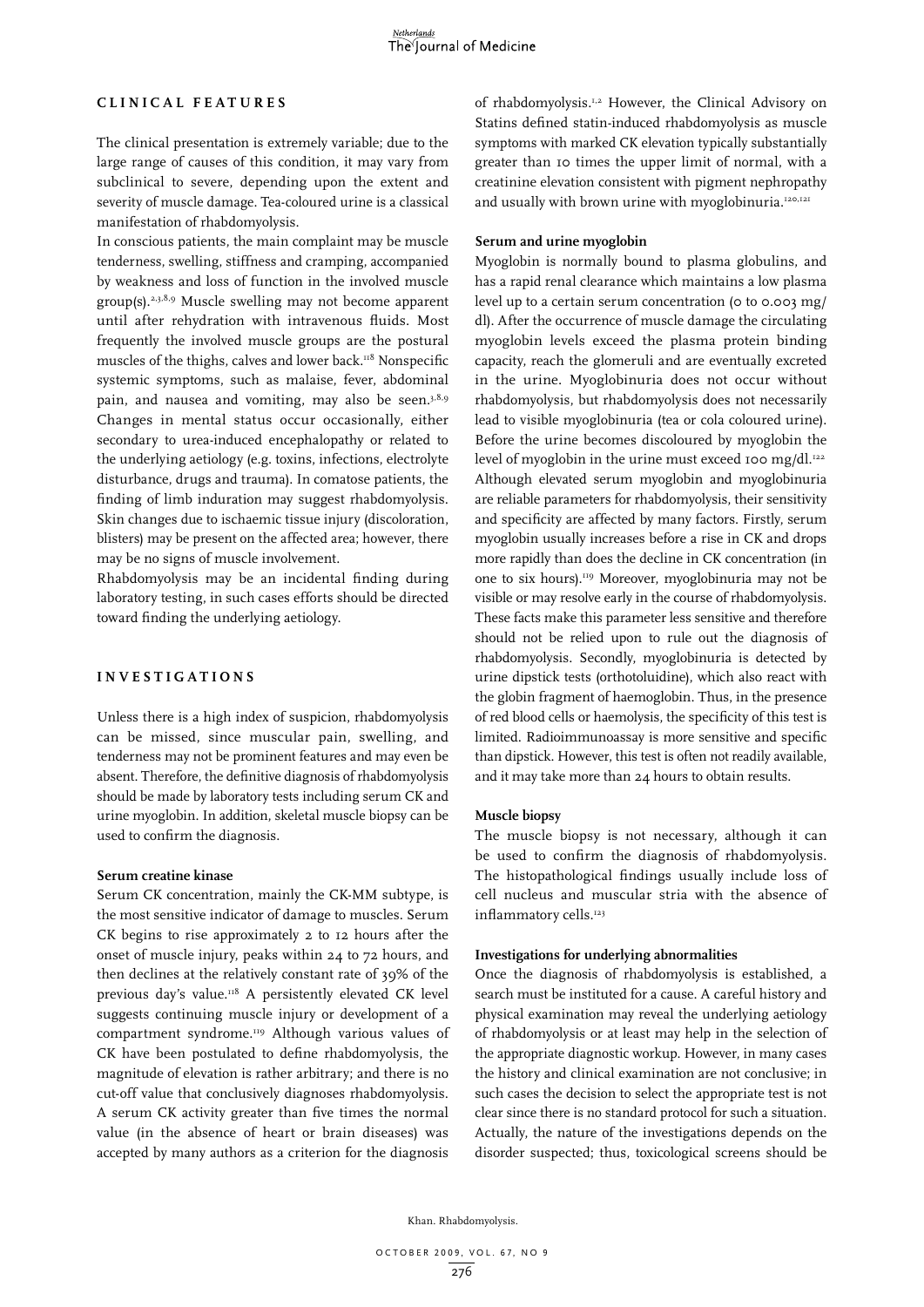## CLINICAL FEATURES

The clinical presentation is extremely variable; due to the large range of causes of this condition, it may vary from subclinical to severe, depending upon the extent and severity of muscle damage. Tea-coloured urine is a classical manifestation of rhabdomyolysis.

In conscious patients, the main complaint may be muscle tenderness, swelling, stiffness and cramping, accompanied by weakness and loss of function in the involved muscle group(s).[2,3,8,9] Muscle swelling may not become apparent until after rehydration with intravenous fluids. Most frequently the involved muscle groups are the postural muscles of the thighs, calves and lower back.[118] Nonspecific systemic symptoms, such as malaise, fever, abdominal pain, and nausea and vomiting, may also be seen.[3,8,9] Changes in mental status occur occasionally, either secondary to urea-induced encephalopathy or related to the underlying aetiology (e.g. toxins, infections, electrolyte disturbance, drugs and trauma). In comatose patients, the finding of limb induration may suggest rhabdomyolysis. Skin changes due to ischaemic tissue injury (discoloration, blisters) may be present on the affected area; however, there may be no signs of muscle involvement.

Rhabdomyolysis may be an incidental finding during laboratory testing, in such cases efforts should be directed toward finding the underlying aetiology.

## INVESTIGATIONS

Unless there is a high index of suspicion, rhabdomyolysis can be missed, since muscular pain, swelling, and tenderness may not be prominent features and may even be absent. Therefore, the definitive diagnosis of rhabdomyolysis should be made by laboratory tests including serum CK and urine myoglobin. In addition, skeletal muscle biopsy can be used to confirm the diagnosis.

### Serum creatine kinase

Serum CK concentration, mainly the CK-MM subtype, is the most sensitive indicator of damage to muscles. Serum CK begins to rise approximately 2 to 12 hours after the onset of muscle injury, peaks within 24 to 72 hours, and then declines at the relatively constant rate of 39% of the previous day's value.[118] A persistently elevated CK level suggests continuing muscle injury or development of a compartment syndrome.[119] Although various values of CK have been postulated to define rhabdomyolysis, the magnitude of elevation is rather arbitrary; and there is no cut-off value that conclusively diagnoses rhabdomyolysis. A serum CK activity greater than five times the normal value (in the absence of heart or brain diseases) was accepted by many authors as a criterion for the diagnosis of rhabdomyolysis.[1,2] However, the Clinical Advisory on Statins defined statin-induced rhabdomyolysis as muscle symptoms with marked CK elevation typically substantially greater than 10 times the upper limit of normal, with a creatinine elevation consistent with pigment nephropathy and usually with brown urine with myoglobinuria.[120,121]

### Serum and urine myoglobin

Myoglobin is normally bound to plasma globulins, and has a rapid renal clearance which maintains a low plasma level up to a certain serum concentration (0 to 0.003 mg/dl). After the occurrence of muscle damage the circulating myoglobin levels exceed the plasma protein binding capacity, reach the glomeruli and are eventually excreted in the urine. Myoglobinuria does not occur without rhabdomyolysis, but rhabdomyolysis does not necessarily lead to visible myoglobinuria (tea or cola coloured urine). Before the urine becomes discoloured by myoglobin the level of myoglobin in the urine must exceed 100 mg/dl.[122] Although elevated serum myoglobin and myoglobinuria are reliable parameters for rhabdomyolysis, their sensitivity and specificity are affected by many factors. Firstly, serum myoglobin usually increases before a rise in CK and drops more rapidly than does the decline in CK concentration (in one to six hours).[119] Moreover, myoglobinuria may not be visible or may resolve early in the course of rhabdomyolysis. These facts make this parameter less sensitive and therefore should not be relied upon to rule out the diagnosis of rhabdomyolysis. Secondly, myoglobinuria is detected by urine dipstick tests (orthotoluidine), which also react with the globin fragment of haemoglobin. Thus, in the presence of red blood cells or haemolysis, the specificity of this test is limited. Radioimmunoassay is more sensitive and specific than dipstick. However, this test is often not readily available, and it may take more than 24 hours to obtain results.

### Muscle biopsy

The muscle biopsy is not necessary, although it can be used to confirm the diagnosis of rhabdomyolysis. The histopathological findings usually include loss of cell nucleus and muscular stria with the absence of inflammatory cells.[123]

### Investigations for underlying abnormalities

Once the diagnosis of rhabdomyolysis is established, a search must be instituted for a cause. A careful history and physical examination may reveal the underlying aetiology of rhabdomyolysis or at least may help in the selection of the appropriate diagnostic workup. However, in many cases the history and clinical examination are not conclusive; in such cases the decision to select the appropriate test is not clear since there is no standard protocol for such a situation. Actually, the nature of the investigations depends on the disorder suspected; thus, toxicological screens should be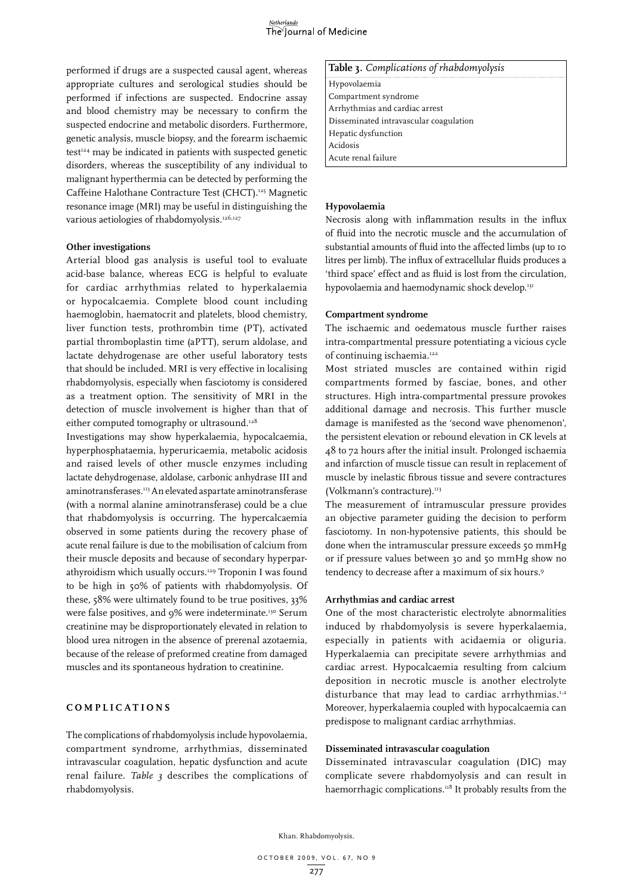performed if drugs are a suspected causal agent, whereas appropriate cultures and serological studies should be performed if infections are suspected. Endocrine assay and blood chemistry may be necessary to confirm the suspected endocrine and metabolic disorders. Furthermore, genetic analysis, muscle biopsy, and the forearm ischaemic test[124] may be indicated in patients with suspected genetic disorders, whereas the susceptibility of any individual to malignant hyperthermia can be detected by performing the Caffeine Halothane Contracture Test (CHCT).[125] Magnetic resonance image (MRI) may be useful in distinguishing the various aetiologies of rhabdomyolysis.[126,127]

**Other investigations**

Arterial blood gas analysis is useful tool to evaluate acid-base balance, whereas ECG is helpful to evaluate for cardiac arrhythmias related to hyperkalaemia or hypocalcaemia. Complete blood count including haemoglobin, haematocrit and platelets, blood chemistry, liver function tests, prothrombin time (PT), activated partial thromboplastin time (aPTT), serum aldolase, and lactate dehydrogenase are other useful laboratory tests that should be included. MRI is very effective in localising rhabdomyolysis, especially when fasciotomy is considered as a treatment option. The sensitivity of MRI in the detection of muscle involvement is higher than that of either computed tomography or ultrasound.[128]

Investigations may show hyperkalaemia, hypocalcaemia, hyperphosphataemia, hyperuricaemia, metabolic acidosis and raised levels of other muscle enzymes including lactate dehydrogenase, aldolase, carbonic anhydrase III and aminotransferases.[113] An elevated aspartate aminotransferase (with a normal alanine aminotransferase) could be a clue that rhabdomyolysis is occurring. The hypercalcaemia observed in some patients during the recovery phase of acute renal failure is due to the mobilisation of calcium from their muscle deposits and because of secondary hyperparathyroidism which usually occurs.[129] Troponin I was found to be high in 50% of patients with rhabdomyolysis. Of these, 58% were ultimately found to be true positives, 33% were false positives, and 9% were indeterminate.[130] Serum creatinine may be disproportionately elevated in relation to blood urea nitrogen in the absence of prerenal azotaemia, because of the release of preformed creatine from damaged muscles and its spontaneous hydration to creatinine.

## COMPLICATIONS

The complications of rhabdomyolysis include hypovolaemia, compartment syndrome, arrhythmias, disseminated intravascular coagulation, hepatic dysfunction and acute renal failure. *Table 3* describes the complications of rhabdomyolysis.

| **Table 3.** *Complications of rhabdomyolysis* |
|---|
| Hypovolaemia |
| Compartment syndrome |
| Arrhythmias and cardiac arrest |
| Disseminated intravascular coagulation |
| Hepatic dysfunction |
| Acidosis |
| Acute renal failure |

**Hypovolaemia**

Necrosis along with inflammation results in the influx of fluid into the necrotic muscle and the accumulation of substantial amounts of fluid into the affected limbs (up to 10 litres per limb). The influx of extracellular fluids produces a 'third space' effect and as fluid is lost from the circulation, hypovolaemia and haemodynamic shock develop.[131]

**Compartment syndrome**

The ischaemic and oedematous muscle further raises intra-compartmental pressure potentiating a vicious cycle of continuing ischaemia.[122]

Most striated muscles are contained within rigid compartments formed by fasciae, bones, and other structures. High intra-compartmental pressure provokes additional damage and necrosis. This further muscle damage is manifested as the 'second wave phenomenon', the persistent elevation or rebound elevation in CK levels at 48 to 72 hours after the initial insult. Prolonged ischaemia and infarction of muscle tissue can result in replacement of muscle by inelastic fibrous tissue and severe contractures (Volkmann's contracture).[113]

The measurement of intramuscular pressure provides an objective parameter guiding the decision to perform fasciotomy. In non-hypotensive patients, this should be done when the intramuscular pressure exceeds 50 mmHg or if pressure values between 30 and 50 mmHg show no tendency to decrease after a maximum of six hours.[9]

**Arrhythmias and cardiac arrest**

One of the most characteristic electrolyte abnormalities induced by rhabdomyolysis is severe hyperkalaemia, especially in patients with acidaemia or oliguria. Hyperkalaemia can precipitate severe arrhythmias and cardiac arrest. Hypocalcaemia resulting from calcium deposition in necrotic muscle is another electrolyte disturbance that may lead to cardiac arrhythmias.[1,2] Moreover, hyperkalaemia coupled with hypocalcaemia can predispose to malignant cardiac arrhythmias.

**Disseminated intravascular coagulation**

Disseminated intravascular coagulation (DIC) may complicate severe rhabdomyolysis and can result in haemorrhagic complications.[118] It probably results from the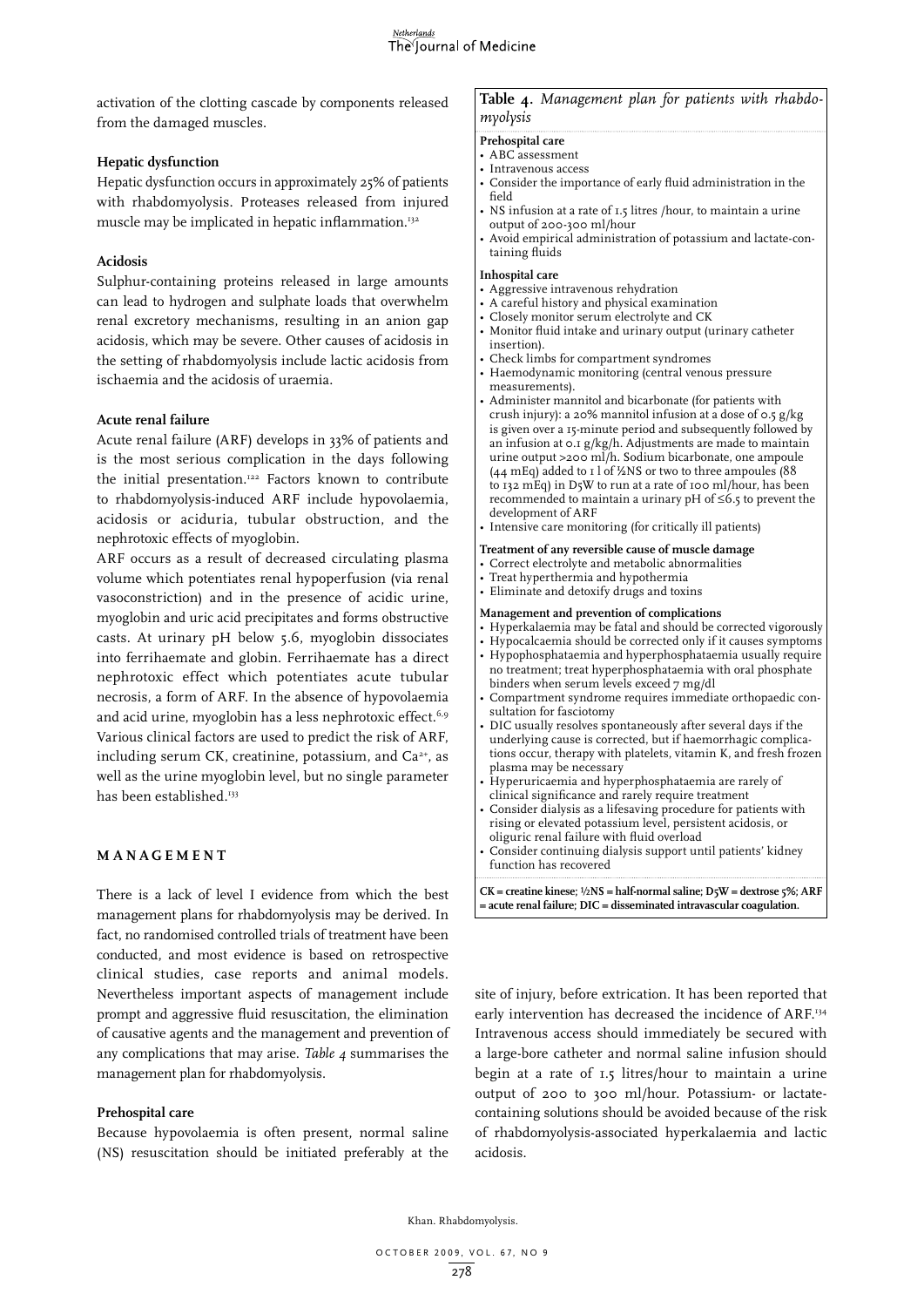activation of the clotting cascade by components released from the damaged muscles.

### Hepatic dysfunction

Hepatic dysfunction occurs in approximately 25% of patients with rhabdomyolysis. Proteases released from injured muscle may be implicated in hepatic inflammation.[132]

### Acidosis

Sulphur-containing proteins released in large amounts can lead to hydrogen and sulphate loads that overwhelm renal excretory mechanisms, resulting in an anion gap acidosis, which may be severe. Other causes of acidosis in the setting of rhabdomyolysis include lactic acidosis from ischaemia and the acidosis of uraemia.

### Acute renal failure

Acute renal failure (ARF) develops in 33% of patients and is the most serious complication in the days following the initial presentation.[122] Factors known to contribute to rhabdomyolysis-induced ARF include hypovolaemia, acidosis or aciduria, tubular obstruction, and the nephrotoxic effects of myoglobin.

ARF occurs as a result of decreased circulating plasma volume which potentiates renal hypoperfusion (via renal vasoconstriction) and in the presence of acidic urine, myoglobin and uric acid precipitates and forms obstructive casts. At urinary pH below 5.6, myoglobin dissociates into ferrihaemate and globin. Ferrihaemate has a direct nephrotoxic effect which potentiates acute tubular necrosis, a form of ARF. In the absence of hypovolaemia and acid urine, myoglobin has a less nephrotoxic effect.[6,9] Various clinical factors are used to predict the risk of ARF, including serum CK, creatinine, potassium, and $Ca^{2+}$, as well as the urine myoglobin level, but no single parameter has been established.[133]

## MANAGEMENT

There is a lack of level I evidence from which the best management plans for rhabdomyolysis may be derived. In fact, no randomised controlled trials of treatment have been conducted, and most evidence is based on retrospective clinical studies, case reports and animal models. Nevertheless important aspects of management include prompt and aggressive fluid resuscitation, the elimination of causative agents and the management and prevention of any complications that may arise. *Table 4* summarises the management plan for rhabdomyolysis.

**Table 4.** *Management plan for patients with rhabdomyolysis*

**Prehospital care**
- ABC assessment
- Intravenous access
- Consider the importance of early fluid administration in the field
- NS infusion at a rate of 1.5 litres /hour, to maintain a urine output of 200-300 ml/hour
- Avoid empirical administration of potassium and lactate-containing fluids

**Inhospital care**
- Aggressive intravenous rehydration
- A careful history and physical examination
- Closely monitor serum electrolyte and CK
- Monitor fluid intake and urinary output (urinary catheter insertion).
- Check limbs for compartment syndromes
- Haemodynamic monitoring (central venous pressure measurements).
- Administer mannitol and bicarbonate (for patients with crush injury): a 20% mannitol infusion at a dose of 0.5 g/kg is given over a 15-minute period and subsequently followed by an infusion at 0.1 g/kg/h. Adjustments are made to maintain urine output >200 ml/h. Sodium bicarbonate, one ampoule (44 mEq) added to 1 l of ½NS or two to three ampoules (88 to 132 mEq) in D5W to run at a rate of 100 ml/hour, has been recommended to maintain a urinary pH of ≤6.5 to prevent the development of ARF
- Intensive care monitoring (for critically ill patients)

**Treatment of any reversible cause of muscle damage**
- Correct electrolyte and metabolic abnormalities
- Treat hyperthermia and hypothermia
- Eliminate and detoxify drugs and toxins

**Management and prevention of complications**
- Hyperkalaemia may be fatal and should be corrected vigorously
- Hypocalcaemia should be corrected only if it causes symptoms
- Hypophosphataemia and hyperphosphataemia usually require no treatment; treat hyperphosphataemia with oral phosphate binders when serum levels exceed 7 mg/dl
- Compartment syndrome requires immediate orthopaedic consultation for fasciotomy
- DIC usually resolves spontaneously after several days if the underlying cause is corrected, but if haemorrhagic complications occur, therapy with platelets, vitamin K, and fresh frozen plasma may be necessary
- Hyperuricaemia and hyperphosphataemia are rarely of clinical significance and rarely require treatment
- Consider dialysis as a lifesaving procedure for patients with rising or elevated potassium level, persistent acidosis, or oliguric renal failure with fluid overload
- Consider continuing dialysis support until patients' kidney function has recovered

**CK = creatine kinese; ½NS = half-normal saline; D5W = dextrose 5%; ARF = acute renal failure; DIC = disseminated intravascular coagulation.**

### Prehospital care

Because hypovolaemia is often present, normal saline (NS) resuscitation should be initiated preferably at the site of injury, before extrication. It has been reported that early intervention has decreased the incidence of ARF.[134] Intravenous access should immediately be secured with a large-bore catheter and normal saline infusion should begin at a rate of 1.5 litres/hour to maintain a urine output of 200 to 300 ml/hour. Potassium- or lactate-containing solutions should be avoided because of the risk of rhabdomyolysis-associated hyperkalaemia and lactic acidosis.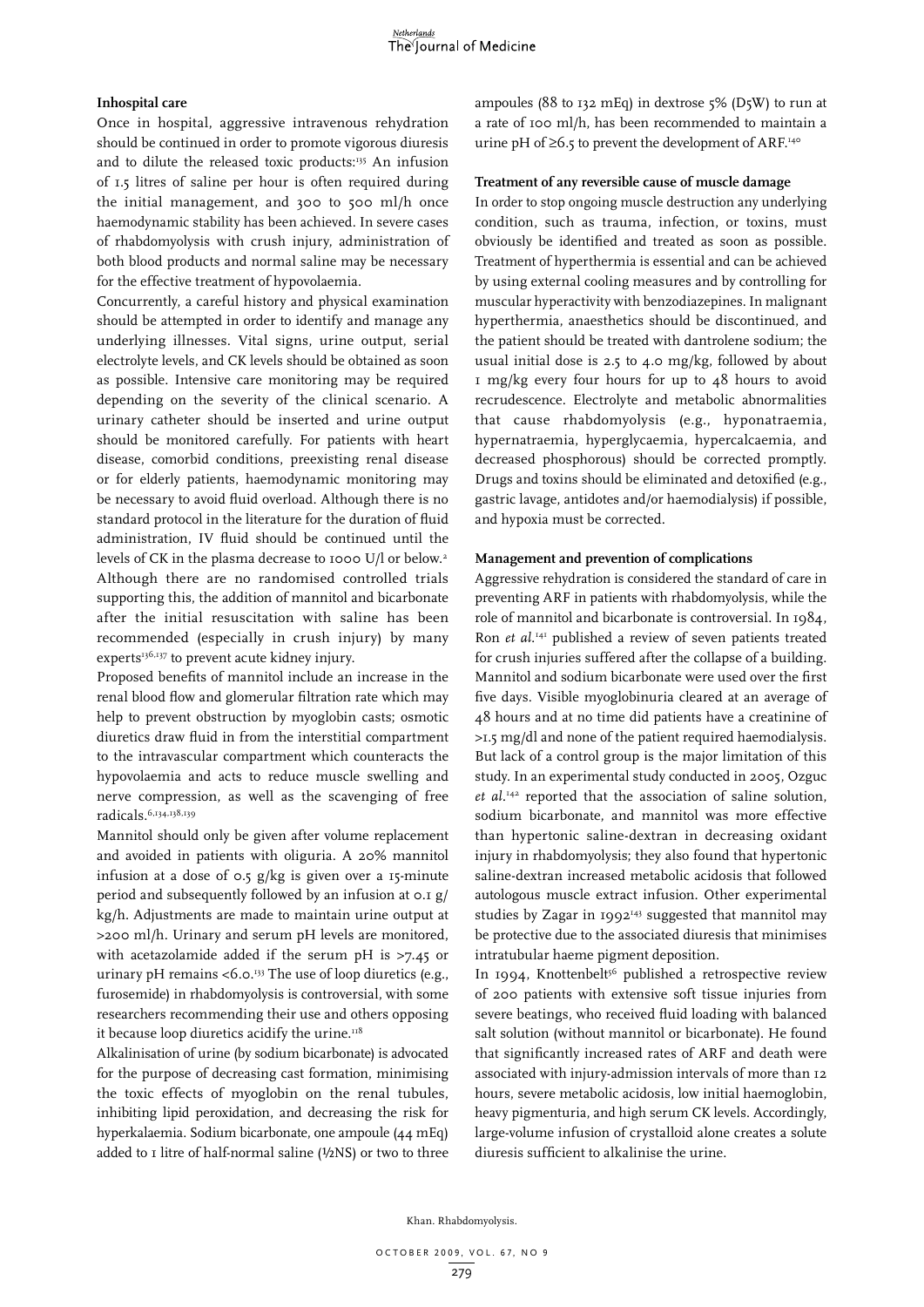### Inhospital care

Once in hospital, aggressive intravenous rehydration should be continued in order to promote vigorous diuresis and to dilute the released toxic products:[135] An infusion of 1.5 litres of saline per hour is often required during the initial management, and 300 to 500 ml/h once haemodynamic stability has been achieved. In severe cases of rhabdomyolysis with crush injury, administration of both blood products and normal saline may be necessary for the effective treatment of hypovolaemia.

Concurrently, a careful history and physical examination should be attempted in order to identify and manage any underlying illnesses. Vital signs, urine output, serial electrolyte levels, and CK levels should be obtained as soon as possible. Intensive care monitoring may be required depending on the severity of the clinical scenario. A urinary catheter should be inserted and urine output should be monitored carefully. For patients with heart disease, comorbid conditions, preexisting renal disease or for elderly patients, haemodynamic monitoring may be necessary to avoid fluid overload. Although there is no standard protocol in the literature for the duration of fluid administration, IV fluid should be continued until the levels of CK in the plasma decrease to 1000 U/l or below.[2] Although there are no randomised controlled trials supporting this, the addition of mannitol and bicarbonate after the initial resuscitation with saline has been recommended (especially in crush injury) by many experts[136,137] to prevent acute kidney injury.

Proposed benefits of mannitol include an increase in the renal blood flow and glomerular filtration rate which may help to prevent obstruction by myoglobin casts; osmotic diuretics draw fluid in from the interstitial compartment to the intravascular compartment which counteracts the hypovolaemia and acts to reduce muscle swelling and nerve compression, as well as the scavenging of free radicals.[6,134,138,139]

Mannitol should only be given after volume replacement and avoided in patients with oliguria. A 20% mannitol infusion at a dose of 0.5 g/kg is given over a 15-minute period and subsequently followed by an infusion at 0.1 g/kg/h. Adjustments are made to maintain urine output at >200 ml/h. Urinary and serum pH levels are monitored, with acetazolamide added if the serum pH is >7.45 or urinary pH remains <6.0.[133] The use of loop diuretics (e.g., furosemide) in rhabdomyolysis is controversial, with some researchers recommending their use and others opposing it because loop diuretics acidify the urine.[118]

Alkalinisation of urine (by sodium bicarbonate) is advocated for the purpose of decreasing cast formation, minimising the toxic effects of myoglobin on the renal tubules, inhibiting lipid peroxidation, and decreasing the risk for hyperkalaemia. Sodium bicarbonate, one ampoule (44 mEq) added to 1 litre of half-normal saline (½NS) or two to three ampoules (88 to 132 mEq) in dextrose 5% (D5W) to run at a rate of 100 ml/h, has been recommended to maintain a urine pH of ≥6.5 to prevent the development of ARF.[140]

### Treatment of any reversible cause of muscle damage

In order to stop ongoing muscle destruction any underlying condition, such as trauma, infection, or toxins, must obviously be identified and treated as soon as possible. Treatment of hyperthermia is essential and can be achieved by using external cooling measures and by controlling for muscular hyperactivity with benzodiazepines. In malignant hyperthermia, anaesthetics should be discontinued, and the patient should be treated with dantrolene sodium; the usual initial dose is 2.5 to 4.0 mg/kg, followed by about 1 mg/kg every four hours for up to 48 hours to avoid recrudescence. Electrolyte and metabolic abnormalities that cause rhabdomyolysis (e.g., hyponatraemia, hypernatraemia, hyperglycaemia, hypercalcaemia, and decreased phosphorous) should be corrected promptly. Drugs and toxins should be eliminated and detoxified (e.g., gastric lavage, antidotes and/or haemodialysis) if possible, and hypoxia must be corrected.

### Management and prevention of complications

Aggressive rehydration is considered the standard of care in preventing ARF in patients with rhabdomyolysis, while the role of mannitol and bicarbonate is controversial. In 1984, Ron *et al.*[141] published a review of seven patients treated for crush injuries suffered after the collapse of a building. Mannitol and sodium bicarbonate were used over the first five days. Visible myoglobinuria cleared at an average of 48 hours and at no time did patients have a creatinine of >1.5 mg/dl and none of the patient required haemodialysis. But lack of a control group is the major limitation of this study. In an experimental study conducted in 2005, Ozguc *et al.*[142] reported that the association of saline solution, sodium bicarbonate, and mannitol was more effective than hypertonic saline-dextran in decreasing oxidant injury in rhabdomyolysis; they also found that hypertonic saline-dextran increased metabolic acidosis that followed autologous muscle extract infusion. Other experimental studies by Zagar in 1992[143] suggested that mannitol may be protective due to the associated diuresis that minimises intratubular haeme pigment deposition.

In 1994, Knottenbelt[56] published a retrospective review of 200 patients with extensive soft tissue injuries from severe beatings, who received fluid loading with balanced salt solution (without mannitol or bicarbonate). He found that significantly increased rates of ARF and death were associated with injury-admission intervals of more than 12 hours, severe metabolic acidosis, low initial haemoglobin, heavy pigmenturia, and high serum CK levels. Accordingly, large-volume infusion of crystalloid alone creates a solute diuresis sufficient to alkalinise the urine.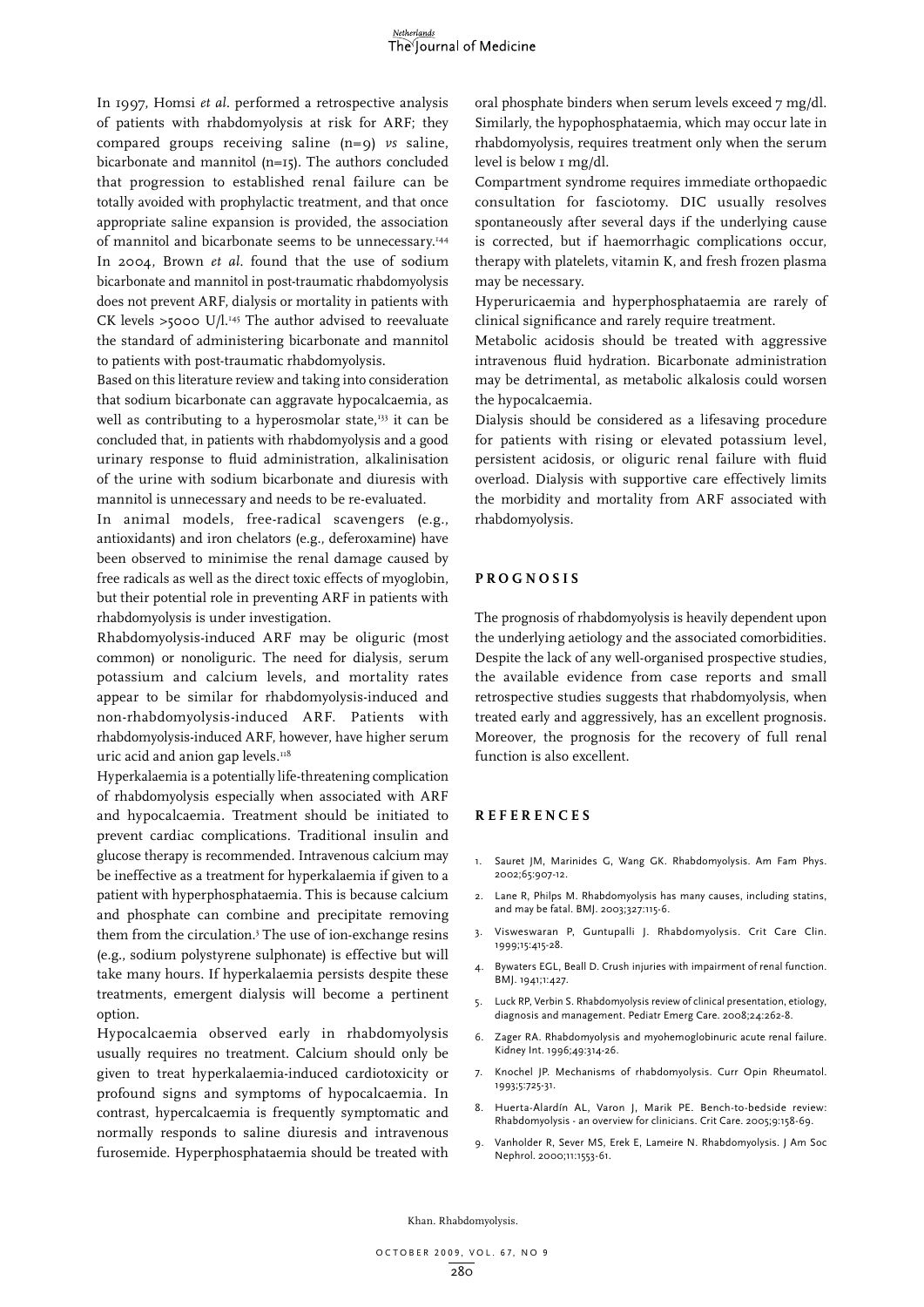In 1997, Homsi *et al.* performed a retrospective analysis of patients with rhabdomyolysis at risk for ARF; they compared groups receiving saline (n=9) *vs* saline, bicarbonate and mannitol (n=15). The authors concluded that progression to established renal failure can be totally avoided with prophylactic treatment, and that once appropriate saline expansion is provided, the association of mannitol and bicarbonate seems to be unnecessary.[144] In 2004, Brown *et al.* found that the use of sodium bicarbonate and mannitol in post-traumatic rhabdomyolysis does not prevent ARF, dialysis or mortality in patients with CK levels >5000 U/l.[145] The author advised to reevaluate the standard of administering bicarbonate and mannitol to patients with post-traumatic rhabdomyolysis.

Based on this literature review and taking into consideration that sodium bicarbonate can aggravate hypocalcaemia, as well as contributing to a hyperosmolar state,[133] it can be concluded that, in patients with rhabdomyolysis and a good urinary response to fluid administration, alkalinisation of the urine with sodium bicarbonate and diuresis with mannitol is unnecessary and needs to be re-evaluated.

In animal models, free-radical scavengers (e.g., antioxidants) and iron chelators (e.g., deferoxamine) have been observed to minimise the renal damage caused by free radicals as well as the direct toxic effects of myoglobin, but their potential role in preventing ARF in patients with rhabdomyolysis is under investigation.

Rhabdomyolysis-induced ARF may be oliguric (most common) or nonoliguric. The need for dialysis, serum potassium and calcium levels, and mortality rates appear to be similar for rhabdomyolysis-induced and non-rhabdomyolysis-induced ARF. Patients with rhabdomyolysis-induced ARF, however, have higher serum uric acid and anion gap levels.[118]

Hyperkalaemia is a potentially life-threatening complication of rhabdomyolysis especially when associated with ARF and hypocalcaemia. Treatment should be initiated to prevent cardiac complications. Traditional insulin and glucose therapy is recommended. Intravenous calcium may be ineffective as a treatment for hyperkalaemia if given to a patient with hyperphosphataemia. This is because calcium and phosphate can combine and precipitate removing them from the circulation.[3] The use of ion-exchange resins (e.g., sodium polystyrene sulphonate) is effective but will take many hours. If hyperkalaemia persists despite these treatments, emergent dialysis will become a pertinent option.

Hypocalcaemia observed early in rhabdomyolysis usually requires no treatment. Calcium should only be given to treat hyperkalaemia-induced cardiotoxicity or profound signs and symptoms of hypocalcaemia. In contrast, hypercalcaemia is frequently symptomatic and normally responds to saline diuresis and intravenous furosemide. Hyperphosphataemia should be treated with oral phosphate binders when serum levels exceed 7 mg/dl. Similarly, the hypophosphataemia, which may occur late in rhabdomyolysis, requires treatment only when the serum level is below 1 mg/dl.

Compartment syndrome requires immediate orthopaedic consultation for fasciotomy. DIC usually resolves spontaneously after several days if the underlying cause is corrected, but if haemorrhagic complications occur, therapy with platelets, vitamin K, and fresh frozen plasma may be necessary.

Hyperuricaemia and hyperphosphataemia are rarely of clinical significance and rarely require treatment.

Metabolic acidosis should be treated with aggressive intravenous fluid hydration. Bicarbonate administration may be detrimental, as metabolic alkalosis could worsen the hypocalcaemia.

Dialysis should be considered as a lifesaving procedure for patients with rising or elevated potassium level, persistent acidosis, or oliguric renal failure with fluid overload. Dialysis with supportive care effectively limits the morbidity and mortality from ARF associated with rhabdomyolysis.

## PROGNOSIS

The prognosis of rhabdomyolysis is heavily dependent upon the underlying aetiology and the associated comorbidities. Despite the lack of any well-organised prospective studies, the available evidence from case reports and small retrospective studies suggests that rhabdomyolysis, when treated early and aggressively, has an excellent prognosis. Moreover, the prognosis for the recovery of full renal function is also excellent.

## REFERENCES

1. Sauret JM, Marinides G, Wang GK. Rhabdomyolysis. Am Fam Phys. 2002;65:907-12.
2. Lane R, Philps M. Rhabdomyolysis has many causes, including statins, and may be fatal. BMJ. 2003;327:115-6.
3. Visweswaran P, Guntupalli J. Rhabdomyolysis. Crit Care Clin. 1999;15:415-28.
4. Bywaters EGL, Beall D. Crush injuries with impairment of renal function. BMJ. 1941;1:427.
5. Luck RP, Verbin S. Rhabdomyolysis review of clinical presentation, etiology, diagnosis and management. Pediatr Emerg Care. 2008;24:262-8.
6. Zager RA. Rhabdomyolysis and myohemoglobinuric acute renal failure. Kidney Int. 1996;49:314-26.
7. Knochel JP. Mechanisms of rhabdomyolysis. Curr Opin Rheumatol. 1993;5:725-31.
8. Huerta-Alardín AL, Varon J, Marik PE. Bench-to-bedside review: Rhabdomyolysis - an overview for clinicians. Crit Care. 2005;9:158-69.
9. Vanholder R, Sever MS, Erek E, Lameire N. Rhabdomyolysis. J Am Soc Nephrol. 2000;11:1553-61.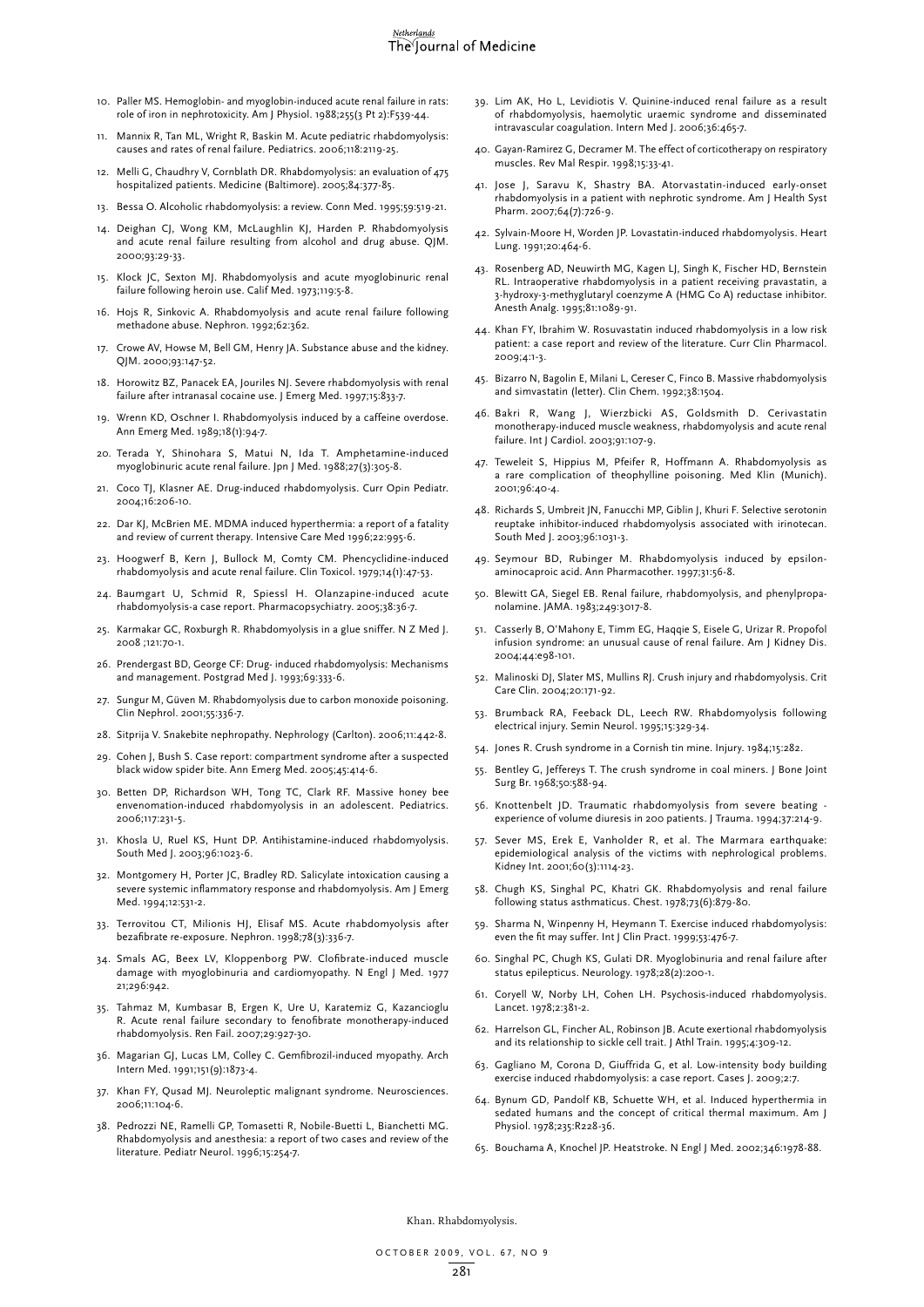10. Paller MS. Hemoglobin- and myoglobin-induced acute renal failure in rats: role of iron in nephrotoxicity. Am J Physiol. 1988;255(3 Pt 2):F539-44.
11. Mannix R, Tan ML, Wright R, Baskin M. Acute pediatric rhabdomyolysis: causes and rates of renal failure. Pediatrics. 2006;118:2119-25.
12. Melli G, Chaudhry V, Cornblath DR. Rhabdomyolysis: an evaluation of 475 hospitalized patients. Medicine (Baltimore). 2005;84:377-85.
13. Bessa O. Alcoholic rhabdomyolysis: a review. Conn Med. 1995;59:519-21.
14. Deighan CJ, Wong KM, McLaughlin KJ, Harden P. Rhabdomyolysis and acute renal failure resulting from alcohol and drug abuse. QJM. 2000;93:29-33.
15. Klock JC, Sexton MJ. Rhabdomyolysis and acute myoglobinuric renal failure following heroin use. Calif Med. 1973;119:5-8.
16. Hojs R, Sinkovic A. Rhabdomyolysis and acute renal failure following methadone abuse. Nephron. 1992;62:362.
17. Crowe AV, Howse M, Bell GM, Henry JA. Substance abuse and the kidney. QJM. 2000;93:147-52.
18. Horowitz BZ, Panacek EA, Jouriles NJ. Severe rhabdomyolysis with renal failure after intranasal cocaine use. J Emerg Med. 1997;15:833-7.
19. Wrenn KD, Oschner I. Rhabdomyolysis induced by a caffeine overdose. Ann Emerg Med. 1989;18(1):94-7.
20. Terada Y, Shinohara S, Matui N, Ida T. Amphetamine-induced myoglobinuric acute renal failure. Jpn J Med. 1988;27(3):305-8.
21. Coco TJ, Klasner AE. Drug-induced rhabdomyolysis. Curr Opin Pediatr. 2004;16:206-10.
22. Dar KJ, McBrien ME. MDMA induced hyperthermia: a report of a fatality and review of current therapy. Intensive Care Med 1996;22:995-6.
23. Hoogwerf B, Kern J, Bullock M, Comty CM. Phencyclidine-induced rhabdomyolysis and acute renal failure. Clin Toxicol. 1979;14(1):47-53.
24. Baumgart U, Schmid R, Spiessl H. Olanzapine-induced acute rhabdomyolysis-a case report. Pharmacopsychiatry. 2005;38:36-7.
25. Karmakar GC, Roxburgh R. Rhabdomyolysis in a glue sniffer. N Z Med J. 2008 ;121:70-1.
26. Prendergast BD, George CF: Drug- induced rhabdomyolysis: Mechanisms and management. Postgrad Med J. 1993;69:333-6.
27. Sungur M, Güven M. Rhabdomyolysis due to carbon monoxide poisoning. Clin Nephrol. 2001;55:336-7.
28. Sitprija V. Snakebite nephropathy. Nephrology (Carlton). 2006;11:442-8.
29. Cohen J, Bush S. Case report: compartment syndrome after a suspected black widow spider bite. Ann Emerg Med. 2005;45:414-6.
30. Betten DP, Richardson WH, Tong TC, Clark RF. Massive honey bee envenomation-induced rhabdomyolysis in an adolescent. Pediatrics. 2006;117:231-5.
31. Khosla U, Ruel KS, Hunt DP. Antihistamine-induced rhabdomyolysis. South Med J. 2003;96:1023-6.
32. Montgomery H, Porter JC, Bradley RD. Salicylate intoxication causing a severe systemic inflammatory response and rhabdomyolysis. Am J Emerg Med. 1994;12:531-2.
33. Terrovitou CT, Milionis HJ, Elisaf MS. Acute rhabdomyolysis after bezafibrate re-exposure. Nephron. 1998;78(3):336-7.
34. Smals AG, Beex LV, Kloppenborg PW. Clofibrate-induced muscle damage with myoglobinuria and cardiomyopathy. N Engl J Med. 1977 21;296:942.
35. Tahmaz M, Kumbasar B, Ergen K, Ure U, Karatemiz G, Kazancioglu R. Acute renal failure secondary to fenofibrate monotherapy-induced rhabdomyolysis. Ren Fail. 2007;29:927-30.
36. Magarian GJ, Lucas LM, Colley C. Gemfibrozil-induced myopathy. Arch Intern Med. 1991;151(9):1873-4.
37. Khan FY, Qusad MJ. Neuroleptic malignant syndrome. Neurosciences. 2006;11:104-6.
38. Pedrozzi NE, Ramelli GP, Tomasetti R, Nobile-Buetti L, Bianchetti MG. Rhabdomyolysis and anesthesia: a report of two cases and review of the literature. Pediatr Neurol. 1996;15:254-7.
39. Lim AK, Ho L, Levidiotis V. Quinine-induced renal failure as a result of rhabdomyolysis, haemolytic uraemic syndrome and disseminated intravascular coagulation. Intern Med J. 2006;36:465-7.
40. Gayan-Ramirez G, Decramer M. The effect of corticotherapy on respiratory muscles. Rev Mal Respir. 1998;15:33-41.
41. Jose J, Saravu K, Shastry BA. Atorvastatin-induced early-onset rhabdomyolysis in a patient with nephrotic syndrome. Am J Health Syst Pharm. 2007;64(7):726-9.
42. Sylvain-Moore H, Worden JP. Lovastatin-induced rhabdomyolysis. Heart Lung. 1991;20:464-6.
43. Rosenberg AD, Neuwirth MG, Kagen LJ, Singh K, Fischer HD, Bernstein RL. Intraoperative rhabdomyolysis in a patient receiving pravastatin, a 3-hydroxy-3-methyglutaryl coenzyme A (HMG Co A) reductase inhibitor. Anesth Analg. 1995;81:1089-91.
44. Khan FY, Ibrahim W. Rosuvastatin induced rhabdomyolysis in a low risk patient: a case report and review of the literature. Curr Clin Pharmacol. 2009;4:1-3.
45. Bizarro N, Bagolin E, Milani L, Cereser C, Finco B. Massive rhabdomyolysis and simvastatin (letter). Clin Chem. 1992;38:1504.
46. Bakri R, Wang J, Wierzbicki AS, Goldsmith D. Cerivastatin monotherapy-induced muscle weakness, rhabdomyolysis and acute renal failure. Int J Cardiol. 2003;91:107-9.
47. Teweleit S, Hippius M, Pfeifer R, Hoffmann A. Rhabdomyolysis as a rare complication of theophylline poisoning. Med Klin (Munich). 2001;96:40-4.
48. Richards S, Umbreit JN, Fanucchi MP, Giblin J, Khuri F. Selective serotonin reuptake inhibitor-induced rhabdomyolysis associated with irinotecan. South Med J. 2003;96:1031-3.
49. Seymour BD, Rubinger M. Rhabdomyolysis induced by epsilon-aminocaproic acid. Ann Pharmacother. 1997;31:56-8.
50. Blewitt GA, Siegel EB. Renal failure, rhabdomyolysis, and phenylpropanolamine. JAMA. 1983;249:3017-8.
51. Casserly B, O'Mahony E, Timm EG, Haqqie S, Eisele G, Urizar R. Propofol infusion syndrome: an unusual cause of renal failure. Am J Kidney Dis. 2004;44:e98-101.
52. Malinoski DJ, Slater MS, Mullins RJ. Crush injury and rhabdomyolysis. Crit Care Clin. 2004;20:171-92.
53. Brumback RA, Feeback DL, Leech RW. Rhabdomyolysis following electrical injury. Semin Neurol. 1995;15:329-34.
54. Jones R. Crush syndrome in a Cornish tin mine. Injury. 1984;15:282.
55. Bentley G, Jeffereys T. The crush syndrome in coal miners. J Bone Joint Surg Br. 1968;50:588-94.
56. Knottenbelt JD. Traumatic rhabdomyolysis from severe beating - experience of volume diuresis in 200 patients. J Trauma. 1994;37:214-9.
57. Sever MS, Erek E, Vanholder R, et al. The Marmara earthquake: epidemiological analysis of the victims with nephrological problems. Kidney Int. 2001;60(3):1114-23.
58. Chugh KS, Singhal PC, Khatri GK. Rhabdomyolysis and renal failure following status asthmaticus. Chest. 1978;73(6):879-80.
59. Sharma N, Winpenny H, Heymann T. Exercise induced rhabdomyolysis: even the fit may suffer. Int J Clin Pract. 1999;53:476-7.
60. Singhal PC, Chugh KS, Gulati DR. Myoglobinuria and renal failure after status epilepticus. Neurology. 1978;28(2):200-1.
61. Coryell W, Norby LH, Cohen LH. Psychosis-induced rhabdomyolysis. Lancet. 1978;2:381-2.
62. Harrelson GL, Fincher AL, Robinson JB. Acute exertional rhabdomyolysis and its relationship to sickle cell trait. J Athl Train. 1995;4:309-12.
63. Gagliano M, Corona D, Giuffrida G, et al. Low-intensity body building exercise induced rhabdomyolysis: a case report. Cases J. 2009;2:7.
64. Bynum GD, Pandolf KB, Schuette WH, et al. Induced hyperthermia in sedated humans and the concept of critical thermal maximum. Am J Physiol. 1978;235:R228-36.
65. Bouchama A, Knochel JP. Heatstroke. N Engl J Med. 2002;346:1978-88.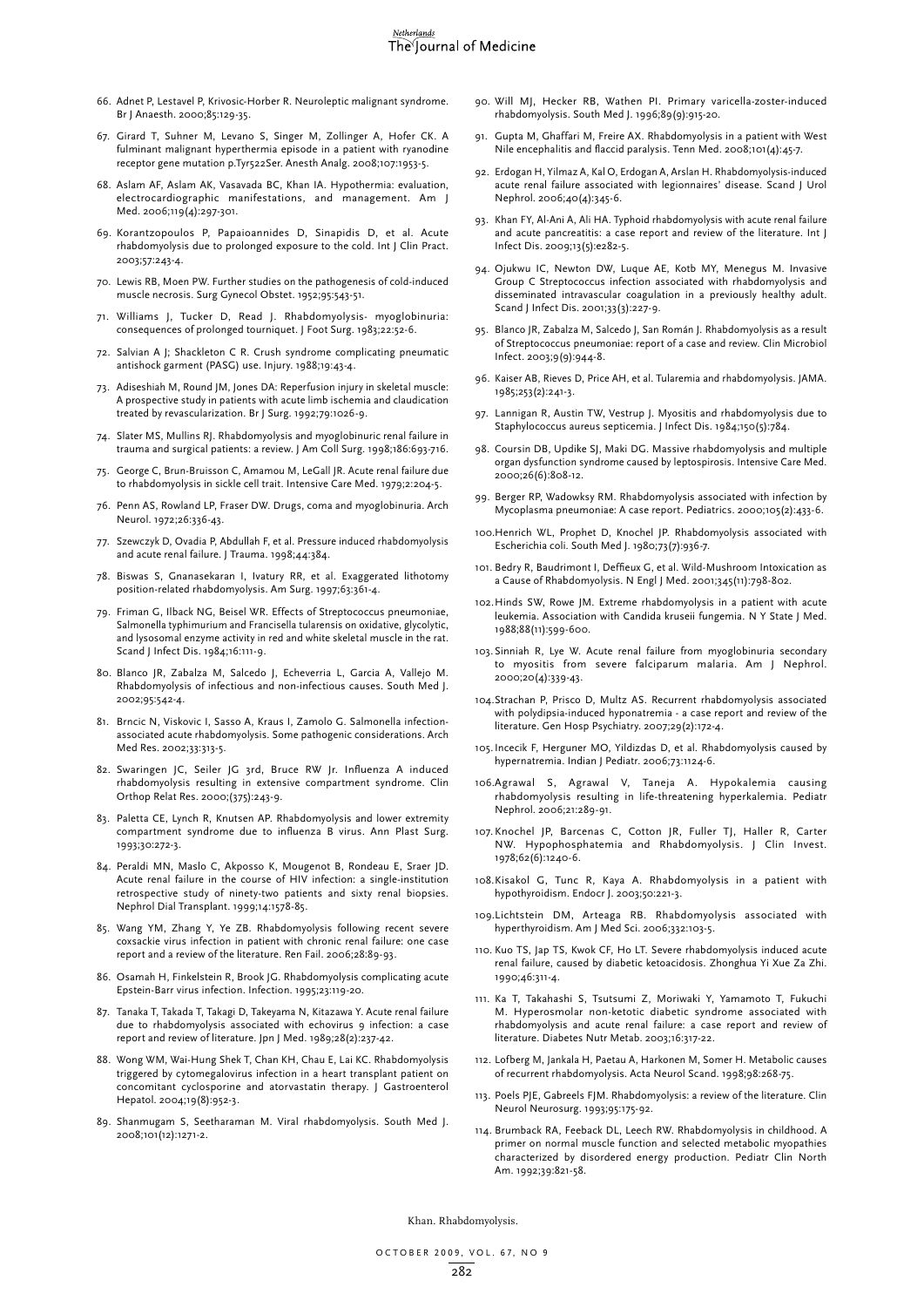66. Adnet P, Lestavel P, Krivosic-Horber R. Neuroleptic malignant syndrome. Br J Anaesth. 2000;85:129-35.
67. Girard T, Suhner M, Levano S, Singer M, Zollinger A, Hofer CK. A fulminant malignant hyperthermia episode in a patient with ryanodine receptor gene mutation p.Tyr522Ser. Anesth Analg. 2008;107:1953-5.
68. Aslam AF, Aslam AK, Vasavada BC, Khan IA. Hypothermia: evaluation, electrocardiographic manifestations, and management. Am J Med. 2006;119(4):297-301.
69. Korantzopoulos P, Papaioannides D, Sinapidis D, et al. Acute rhabdomyolysis due to prolonged exposure to the cold. Int J Clin Pract. 2003;57:243-4.
70. Lewis RB, Moen PW. Further studies on the pathogenesis of cold-induced muscle necrosis. Surg Gynecol Obstet. 1952;95:543-51.
71. Williams J, Tucker D, Read J. Rhabdomyolysis- myoglobinuria: consequences of prolonged tourniquet. J Foot Surg. 1983;22:52-6.
72. Salvian A J; Shackleton C R. Crush syndrome complicating pneumatic antishock garment (PASG) use. Injury. 1988;19:43-4.
73. Adiseshiah M, Round JM, Jones DA: Reperfusion injury in skeletal muscle: A prospective study in patients with acute limb ischemia and claudication treated by revascularization. Br J Surg. 1992;79:1026-9.
74. Slater MS, Mullins RJ. Rhabdomyolysis and myoglobinuric renal failure in trauma and surgical patients: a review. J Am Coll Surg. 1998;186:693-716.
75. George C, Brun-Bruisson C, Amamou M, LeGall JR. Acute renal failure due to rhabdomyolysis in sickle cell trait. Intensive Care Med. 1979;2:204-5.
76. Penn AS, Rowland LP, Fraser DW. Drugs, coma and myoglobinuria. Arch Neurol. 1972;26:336-43.
77. Szewczyk D, Ovadia P, Abdullah F, et al. Pressure induced rhabdomyolysis and acute renal failure. J Trauma. 1998;44:384.
78. Biswas S, Gnanasekaran I, Ivatury RR, et al. Exaggerated lithotomy position-related rhabdomyolysis. Am Surg. 1997;63:361-4.
79. Friman G, Ilback NG, Beisel WR. Effects of Streptococcus pneumoniae, Salmonella typhimurium and Francisella tularensis on oxidative, glycolytic, and lysosomal enzyme activity in red and white skeletal muscle in the rat. Scand J Infect Dis. 1984;16:111-9.
80. Blanco JR, Zabalza M, Salcedo J, Echeverria L, Garcia A, Vallejo M. Rhabdomyolysis of infectious and non-infectious causes. South Med J. 2002;95:542-4.
81. Brncic N, Viskovic I, Sasso A, Kraus I, Zamolo G. Salmonella infection-associated acute rhabdomyolysis. Some pathogenic considerations. Arch Med Res. 2002;33:313-5.
82. Swaringen JC, Seiler JG 3rd, Bruce RW Jr. Influenza A induced rhabdomyolysis resulting in extensive compartment syndrome. Clin Orthop Relat Res. 2000;(375):243-9.
83. Paletta CE, Lynch R, Knutsen AP. Rhabdomyolysis and lower extremity compartment syndrome due to influenza B virus. Ann Plast Surg. 1993;30:272-3.
84. Peraldi MN, Maslo C, Akposso K, Mougenot B, Rondeau E, Sraer JD. Acute renal failure in the course of HIV infection: a single-institution retrospective study of ninety-two patients and sixty renal biopsies. Nephrol Dial Transplant. 1999;14:1578-85.
85. Wang YM, Zhang Y, Ye ZB. Rhabdomyolysis following recent severe coxsackie virus infection in patient with chronic renal failure: one case report and a review of the literature. Ren Fail. 2006;28:89-93.
86. Osamah H, Finkelstein R, Brook JG. Rhabdomyolysis complicating acute Epstein-Barr virus infection. Infection. 1995;23:119-20.
87. Tanaka T, Takada T, Takagi D, Takeyama N, Kitazawa Y. Acute renal failure due to rhabdomyolysis associated with echovirus 9 infection: a case report and review of literature. Jpn J Med. 1989;28(2):237-42.
88. Wong WM, Wai-Hung Shek T, Chan KH, Chau E, Lai KC. Rhabdomyolysis triggered by cytomegalovirus infection in a heart transplant patient on concomitant cyclosporine and atorvastatin therapy. J Gastroenterol Hepatol. 2004;19(8):952-3.
89. Shanmugam S, Seetharaman M. Viral rhabdomyolysis. South Med J. 2008;101(12):1271-2.
90. Will MJ, Hecker RB, Wathen PI. Primary varicella-zoster-induced rhabdomyolysis. South Med J. 1996;89(9):915-20.
91. Gupta M, Ghaffari M, Freire AX. Rhabdomyolysis in a patient with West Nile encephalitis and flaccid paralysis. Tenn Med. 2008;101(4):45-7.
92. Erdogan H, Yilmaz A, Kal O, Erdogan A, Arslan H. Rhabdomyolysis-induced acute renal failure associated with legionnaires' disease. Scand J Urol Nephrol. 2006;40(4):345-6.
93. Khan FY, Al-Ani A, Ali HA. Typhoid rhabdomyolysis with acute renal failure and acute pancreatitis: a case report and review of the literature. Int J Infect Dis. 2009;13(5):e282-5.
94. Ojukwu IC, Newton DW, Luque AE, Kotb MY, Menegus M. Invasive Group C Streptococcus infection associated with rhabdomyolysis and disseminated intravascular coagulation in a previously healthy adult. Scand J Infect Dis. 2001;33(3):227-9.
95. Blanco JR, Zabalza M, Salcedo J, San Román J. Rhabdomyolysis as a result of Streptococcus pneumoniae: report of a case and review. Clin Microbiol Infect. 2003;9(9):944-8.
96. Kaiser AB, Rieves D, Price AH, et al. Tularemia and rhabdomyolysis. JAMA. 1985;253(2):241-3.
97. Lannigan R, Austin TW, Vestrup J. Myositis and rhabdomyolysis due to Staphylococcus aureus septicemia. J Infect Dis. 1984;150(5):784.
98. Coursin DB, Updike SJ, Maki DG. Massive rhabdomyolysis and multiple organ dysfunction syndrome caused by leptospirosis. Intensive Care Med. 2000;26(6):808-12.
99. Berger RP, Wadowksy RM. Rhabdomyolysis associated with infection by Mycoplasma pneumoniae: A case report. Pediatrics. 2000;105(2):433-6.
100. Henrich WL, Prophet D, Knochel JP. Rhabdomyolysis associated with Escherichia coli. South Med J. 1980;73(7):936-7.
101. Bedry R, Baudrimont I, Deffieux G, et al. Wild-Mushroom Intoxication as a Cause of Rhabdomyolysis. N Engl J Med. 2001;345(11):798-802.
102. Hinds SW, Rowe JM. Extreme rhabdomyolysis in a patient with acute leukemia. Association with Candida kruseii fungemia. N Y State J Med. 1988;88(11):599-600.
103. Sinniah R, Lye W. Acute renal failure from myoglobinuria secondary to myositis from severe falciparum malaria. Am J Nephrol. 2000;20(4):339-43.
104. Strachan P, Prisco D, Multz AS. Recurrent rhabdomyolysis associated with polydipsia-induced hyponatremia - a case report and review of the literature. Gen Hosp Psychiatry. 2007;29(2):172-4.
105. Incecik F, Herguner MO, Yildizdas D, et al. Rhabdomyolysis caused by hypernatremia. Indian J Pediatr. 2006;73:1124-6.
106. Agrawal S, Agrawal V, Taneja A. Hypokalemia causing rhabdomyolysis resulting in life-threatening hyperkalemia. Pediatr Nephrol. 2006;21:289-91.
107. Knochel JP, Barcenas C, Cotton JR, Fuller TJ, Haller R, Carter NW. Hypophosphatemia and Rhabdomyolysis. J Clin Invest. 1978;62(6):1240-6.
108. Kisakol G, Tunc R, Kaya A. Rhabdomyolysis in a patient with hypothyroidism. Endocr J. 2003;50:221-3.
109. Lichtstein DM, Arteaga RB. Rhabdomyolysis associated with hyperthyroidism. Am J Med Sci. 2006;332:103-5.
110. Kuo TS, Jap TS, Kwok CF, Ho LT. Severe rhabdomyolysis induced acute renal failure, caused by diabetic ketoacidosis. Zhonghua Yi Xue Za Zhi. 1990;46:311-4.
111. Ka T, Takahashi S, Tsutsumi Z, Moriwaki Y, Yamamoto T, Fukuchi M. Hyperosmolar non-ketotic diabetic syndrome associated with rhabdomyolysis and acute renal failure: a case report and review of literature. Diabetes Nutr Metab. 2003;16:317-22.
112. Lofberg M, Jankala H, Paetau A, Harkonen M, Somer H. Metabolic causes of recurrent rhabdomyolysis. Acta Neurol Scand. 1998;98:268-75.
113. Poels PJE, Gabreels FJM. Rhabdomyolysis: a review of the literature. Clin Neurol Neurosurg. 1993;95:175-92.
114. Brumback RA, Feeback DL, Leech RW. Rhabdomyolysis in childhood. A primer on normal muscle function and selected metabolic myopathies characterized by disordered energy production. Pediatr Clin North Am. 1992;39:821-58.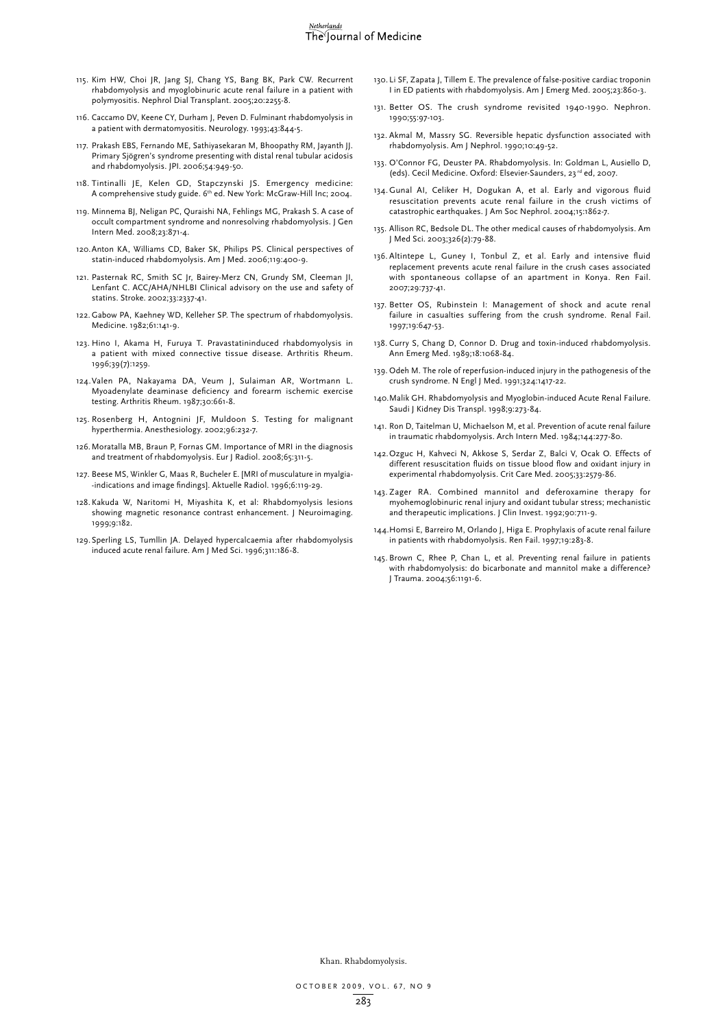115. Kim HW, Choi JR, Jang SJ, Chang YS, Bang BK, Park CW. Recurrent rhabdomyolysis and myoglobinuric acute renal failure in a patient with polymyositis. Nephrol Dial Transplant. 2005;20:2255-8.

116. Caccamo DV, Keene CY, Durham J, Peven D. Fulminant rhabdomyolysis in a patient with dermatomyositis. Neurology. 1993;43:844-5.

117. Prakash EBS, Fernando ME, Sathiyasekaran M, Bhoopathy RM, Jayanth JJ. Primary Sjögren's syndrome presenting with distal renal tubular acidosis and rhabdomyolysis. JPI. 2006;54:949-50.

118. Tintinalli JE, Kelen GD, Stapczynski JS. Emergency medicine: A comprehensive study guide. 6th ed. New York: McGraw-Hill Inc; 2004.

119. Minnema BJ, Neligan PC, Quraishi NA, Fehlings MG, Prakash S. A case of occult compartment syndrome and nonresolving rhabdomyolysis. J Gen Intern Med. 2008;23:871-4.

120. Anton KA, Williams CD, Baker SK, Philips PS. Clinical perspectives of statin-induced rhabdomyolysis. Am J Med. 2006;119:400-9.

121. Pasternak RC, Smith SC Jr, Bairey-Merz CN, Grundy SM, Cleeman JI, Lenfant C. ACC/AHA/NHLBI Clinical advisory on the use and safety of statins. Stroke. 2002;33:2337-41.

122. Gabow PA, Kaehney WD, Kelleher SP. The spectrum of rhabdomyolysis. Medicine. 1982;61:141-9.

123. Hino I, Akama H, Furuya T. Pravastatininduced rhabdomyolysis in a patient with mixed connective tissue disease. Arthritis Rheum. 1996;39(7):1259.

124. Valen PA, Nakayama DA, Veum J, Sulaiman AR, Wortmann L. Myoadenylate deaminase deficiency and forearm ischemic exercise testing. Arthritis Rheum. 1987;30:661-8.

125. Rosenberg H, Antognini JF, Muldoon S. Testing for malignant hyperthermia. Anesthesiology. 2002;96:232-7.

126. Moratalla MB, Braun P, Fornas GM. Importance of MRI in the diagnosis and treatment of rhabdomyolysis. Eur J Radiol. 2008;65:311-5.

127. Beese MS, Winkler G, Maas R, Bucheler E. [MRI of musculature in myalgia--indications and image findings]. Aktuelle Radiol. 1996;6:119-29.

128. Kakuda W, Naritomi H, Miyashita K, et al: Rhabdomyolysis lesions showing magnetic resonance contrast enhancement. J Neuroimaging. 1999;9:182.

129. Sperling LS, Tumllin JA. Delayed hypercalcaemia after rhabdomyolysis induced acute renal failure. Am J Med Sci. 1996;311:186-8.

130. Li SF, Zapata J, Tillem E. The prevalence of false-positive cardiac troponin I in ED patients with rhabdomyolysis. Am J Emerg Med. 2005;23:860-3.

131. Better OS. The crush syndrome revisited 1940-1990. Nephron. 1990;55:97-103.

132. Akmal M, Massry SG. Reversible hepatic dysfunction associated with rhabdomyolysis. Am J Nephrol. 1990;10:49-52.

133. O'Connor FG, Deuster PA. Rhabdomyolysis. In: Goldman L, Ausiello D, (eds). Cecil Medicine. Oxford: Elsevier-Saunders, 23rd ed, 2007.

134. Gunal AI, Celiker H, Dogukan A, et al. Early and vigorous fluid resuscitation prevents acute renal failure in the crush victims of catastrophic earthquakes. J Am Soc Nephrol. 2004;15:1862-7.

135. Allison RC, Bedsole DL. The other medical causes of rhabdomyolysis. Am J Med Sci. 2003;326(2):79-88.

136. Altintepe L, Guney I, Tonbul Z, et al. Early and intensive fluid replacement prevents acute renal failure in the crush cases associated with spontaneous collapse of an apartment in Konya. Ren Fail. 2007;29:737-41.

137. Better OS, Rubinstein I: Management of shock and acute renal failure in casualties suffering from the crush syndrome. Renal Fail. 1997;19:647-53.

138. Curry S, Chang D, Connor D. Drug and toxin-induced rhabdomyolysis. Ann Emerg Med. 1989;18:1068-84.

139. Odeh M. The role of reperfusion-induced injury in the pathogenesis of the crush syndrome. N Engl J Med. 1991;324:1417-22.

140. Malik GH. Rhabdomyolysis and Myoglobin-induced Acute Renal Failure. Saudi J Kidney Dis Transpl. 1998;9:273-84.

141. Ron D, Taitelman U, Michaelson M, et al. Prevention of acute renal failure in traumatic rhabdomyolysis. Arch Intern Med. 1984;144:277-80.

142. Ozguc H, Kahveci N, Akkose S, Serdar Z, Balci V, Ocak O. Effects of different resuscitation fluids on tissue blood flow and oxidant injury in experimental rhabdomyolysis. Crit Care Med. 2005;33:2579-86.

143. Zager RA. Combined mannitol and deferoxamine therapy for myohemoglobinuric renal injury and oxidant tubular stress; mechanistic and therapeutic implications. J Clin Invest. 1992;90:711-9.

144. Homsi E, Barreiro M, Orlando J, Higa E. Prophylaxis of acute renal failure in patients with rhabdomyolysis. Ren Fail. 1997;19:283-8.

145. Brown C, Rhee P, Chan L, et al. Preventing renal failure in patients with rhabdomyolysis: do bicarbonate and mannitol make a difference? J Trauma. 2004;56:1191-6.